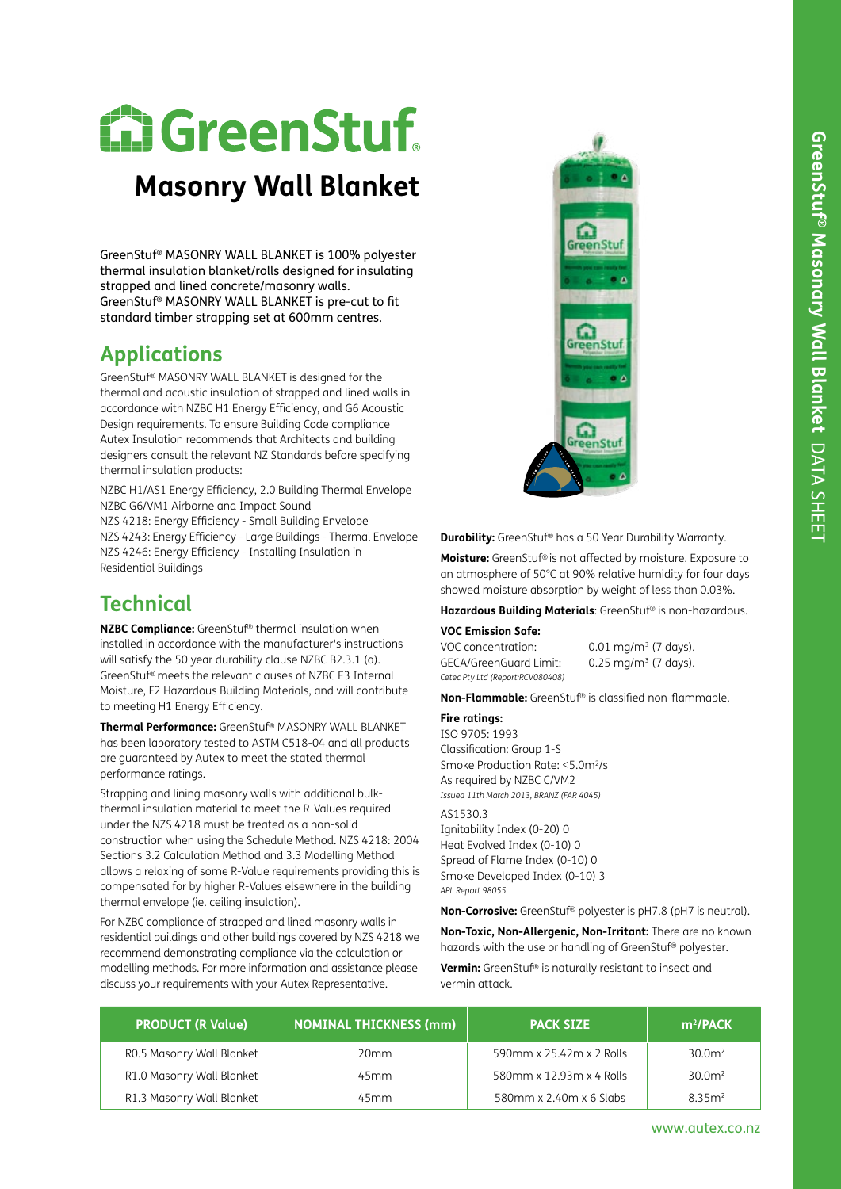# GreenStuf®

## Masonry Wall Blanket

GreenStuf® MASONRY WALL BLANKET is 100% polyester thermal insulation blanket/rolls designed for insulating strapped and lined concrete/masonry walls. GreenStuf® MASONRY WALL BLANKET is pre-cut to fit standard timber strapping set at 600mm centres.

## Applications

GreenStuf® MASONRY WALL BLANKET is designed for the thermal and acoustic insulation of strapped and lined walls in accordance with NZBC H1 Energy Efficiency, and G6 Acoustic Design requirements. To ensure Building Code compliance Autex Insulation recommends that Architects and building designers consult the relevant NZ Standards before specifying thermal insulation products:

NZBC H1/AS1 Energy Efficiency, 2.0 Building Thermal Envelope
NZBC G6/VM1 Airborne and Impact Sound
NZS 4218: Energy Efficiency - Small Building Envelope
NZS 4243: Energy Efficiency - Large Buildings - Thermal Envelope
NZS 4246: Energy Efficiency - Installing Insulation in Residential Buildings

## Technical

**NZBC Compliance:** GreenStuf® thermal insulation when installed in accordance with the manufacturer's instructions will satisfy the 50 year durability clause NZBC B2.3.1 (a). GreenStuf® meets the relevant clauses of NZBC E3 Internal Moisture, F2 Hazardous Building Materials, and will contribute to meeting H1 Energy Efficiency.

**Thermal Performance:** GreenStuf® MASONRY WALL BLANKET has been laboratory tested to ASTM C518-04 and all products are guaranteed by Autex to meet the stated thermal performance ratings.

Strapping and lining masonry walls with additional bulk-thermal insulation material to meet the R-Values required under the NZS 4218 must be treated as a non-solid construction when using the Schedule Method. NZS 4218: 2004 Sections 3.2 Calculation Method and 3.3 Modelling Method allows a relaxing of some R-Value requirements providing this is compensated for by higher R-Values elsewhere in the building thermal envelope (ie. ceiling insulation).

For NZBC compliance of strapped and lined masonry walls in residential buildings and other buildings covered by NZS 4218 we recommend demonstrating compliance via the calculation or modelling methods. For more information and assistance please discuss your requirements with your Autex Representative.

**Durability:** GreenStuf® has a 50 Year Durability Warranty.

**Moisture:** GreenStuf® is not affected by moisture. Exposure to an atmosphere of 50°C at 90% relative humidity for four days showed moisture absorption by weight of less than 0.03%.

**Hazardous Building Materials**: GreenStuf® is non-hazardous.

**VOC Emission Safe:**

VOC concentration: 0.01 mg/m³ (7 days).
GECA/GreenGuard Limit: 0.25 mg/m³ (7 days).
*Cetec Pty Ltd (Report:RCV080408)*

**Non-Flammable:** GreenStuf® is classified non-flammable.

**Fire ratings:**

ISO 9705: 1993
Classification: Group 1-S
Smoke Production Rate: <5.0m²/s
As required by NZBC C/VM2
*Issued 11th March 2013, BRANZ (FAR 4045)*

AS1530.3
Ignitability Index (0-20) 0
Heat Evolved Index (0-10) 0
Spread of Flame Index (0-10) 0
Smoke Developed Index (0-10) 3
*APL Report 98055*

**Non-Corrosive:** GreenStuf® polyester is pH7.8 (pH7 is neutral).

**Non-Toxic, Non-Allergenic, Non-Irritant:** There are no known hazards with the use or handling of GreenStuf® polyester.

**Vermin:** GreenStuf® is naturally resistant to insect and vermin attack.

| PRODUCT (R Value) | NOMINAL THICKNESS (mm) | PACK SIZE | m²/PACK |
|---|---|---|---|
| R0.5 Masonry Wall Blanket | 20mm | 590mm x 25.42m x 2 Rolls | 30.0m² |
| R1.0 Masonry Wall Blanket | 45mm | 580mm x 12.93m x 4 Rolls | 30.0m² |
| R1.3 Masonry Wall Blanket | 45mm | 580mm x 2.40m x 6 Slabs | 8.35m² |

www.autex.co.nz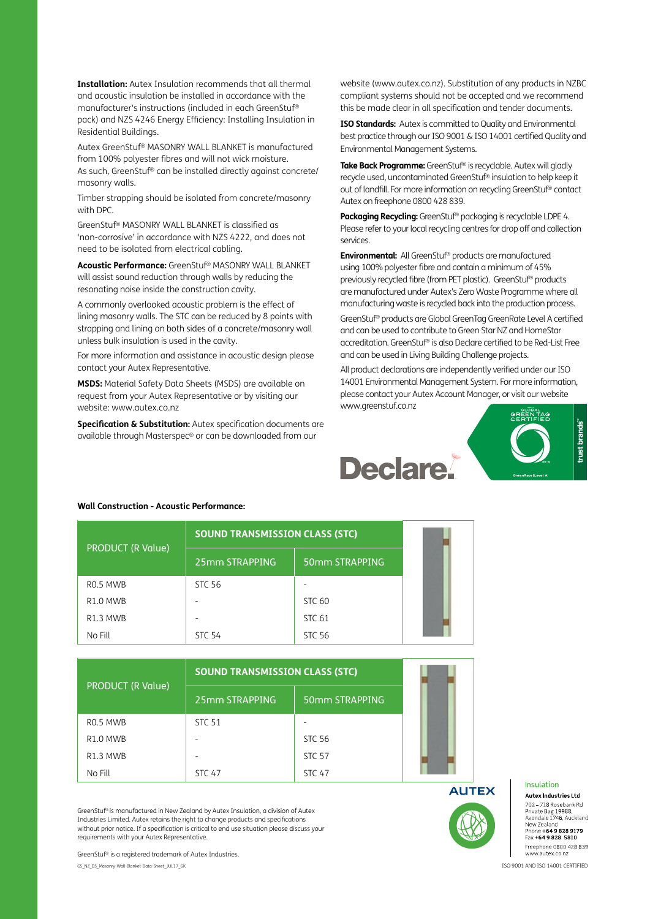**Installation:** Autex Insulation recommends that all thermal and acoustic insulation be installed in accordance with the manufacturer's instructions (included in each GreenStuf® pack) and NZS 4246 Energy Efficiency: Installing Insulation in Residential Buildings.

Autex GreenStuf® MASONRY WALL BLANKET is manufactured from 100% polyester fibres and will not wick moisture. As such, GreenStuf® can be installed directly against concrete/ masonry walls.

Timber strapping should be isolated from concrete/masonry with DPC.

GreenStuf® MASONRY WALL BLANKET is classified as 'non-corrosive' in accordance with NZS 4222, and does not need to be isolated from electrical cabling.

**Acoustic Performance:** GreenStuf® MASONRY WALL BLANKET will assist sound reduction through walls by reducing the resonating noise inside the construction cavity.

A commonly overlooked acoustic problem is the effect of lining masonry walls. The STC can be reduced by 8 points with strapping and lining on both sides of a concrete/masonry wall unless bulk insulation is used in the cavity.

For more information and assistance in acoustic design please contact your Autex Representative.

**MSDS:** Material Safety Data Sheets (MSDS) are available on request from your Autex Representative or by visiting our website: www.autex.co.nz

**Specification & Substitution:** Autex specification documents are available through Masterspec® or can be downloaded from our website (www.autex.co.nz). Substitution of any products in NZBC compliant systems should not be accepted and we recommend this be made clear in all specification and tender documents.

**ISO Standards:** Autex is committed to Quality and Environmental best practice through our ISO 9001 & ISO 14001 certified Quality and Environmental Management Systems.

**Take Back Programme:** GreenStuf® is recyclable. Autex will gladly recycle used, uncontaminated GreenStuf® insulation to help keep it out of landfill. For more information on recycling GreenStuf® contact Autex on freephone 0800 428 839.

**Packaging Recycling:** GreenStuf® packaging is recyclable LDPE 4. Please refer to your local recycling centres for drop off and collection services.

**Environmental:** All GreenStuf® products are manufactured using 100% polyester fibre and contain a minimum of 45% previously recycled fibre (from PET plastic). GreenStuf® products are manufactured under Autex's Zero Waste Programme where all manufacturing waste is recycled back into the production process.

GreenStuf® products are Global GreenTag GreenRate Level A certified and can be used to contribute to Green Star NZ and HomeStar accreditation. GreenStuf® is also Declare certified to be Red-List Free and can be used in Living Building Challenge projects.

All product declarations are independently verified under our ISO 14001 Environmental Management System. For more information, please contact your Autex Account Manager, or visit our website www.greenstuf.co.nz

**Wall Construction - Acoustic Performance:**

| PRODUCT (R Value) | SOUND TRANSMISSION CLASS (STC) | |
|---|---|---|
| | 25mm STRAPPING | 50mm STRAPPING |
| R0.5 MWB | STC 56 | - |
| R1.0 MWB | - | STC 60 |
| R1.3 MWB | - | STC 61 |
| No Fill | STC 54 | STC 56 |

| PRODUCT (R Value) | SOUND TRANSMISSION CLASS (STC) | |
|---|---|---|
| | 25mm STRAPPING | 50mm STRAPPING |
| R0.5 MWB | STC 51 | - |
| R1.0 MWB | - | STC 56 |
| R1.3 MWB | - | STC 57 |
| No Fill | STC 47 | STC 47 |

GreenStuf® is manufactured in New Zealand by Autex Insulation, a division of Autex Industries Limited. Autex retains the right to change products and specifications without prior notice. If a specification is critical to end use situation please discuss your requirements with your Autex Representative.

GreenStuf® is a registered trademark of Autex Industries.

GS_NZ_DS_Masonry-Wall-Blanket-Data-Sheet_JUL17_GK

Insulation

**Autex Industries Ltd**
702 – 718 Rosebank Rd
Private Bag 19988,
Avondale 1746, Auckland
New Zealand
Phone **+64 9 828 9179**
Fax **+64 9 828 5810**
Freephone 0800 428 839
www.autex.co.nz

ISO 9001 AND ISO 14001 CERTIFIED